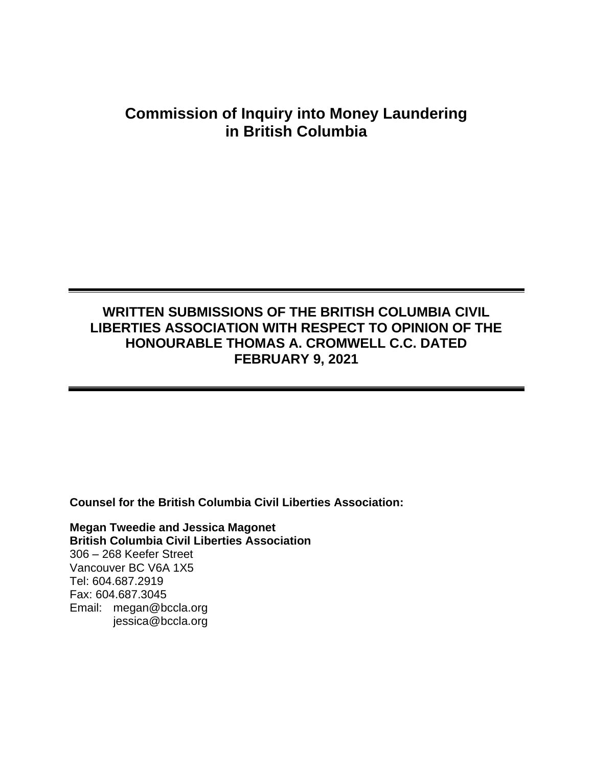# Commission of Inquiry into Money Laundering in British Columbia

---

## WRITTEN SUBMISSIONS OF THE BRITISH COLUMBIA CIVIL LIBERTIES ASSOCIATION WITH RESPECT TO OPINION OF THE HONOURABLE THOMAS A. CROMWELL C.C. DATED FEBRUARY 9, 2021

---

**Counsel for the British Columbia Civil Liberties Association:**

**Megan Tweedie and Jessica Magonet**
**British Columbia Civil Liberties Association**
306 – 268 Keefer Street
Vancouver BC V6A 1X5
Tel: 604.687.2919
Fax: 604.687.3045
Email: megan@bccla.org
jessica@bccla.org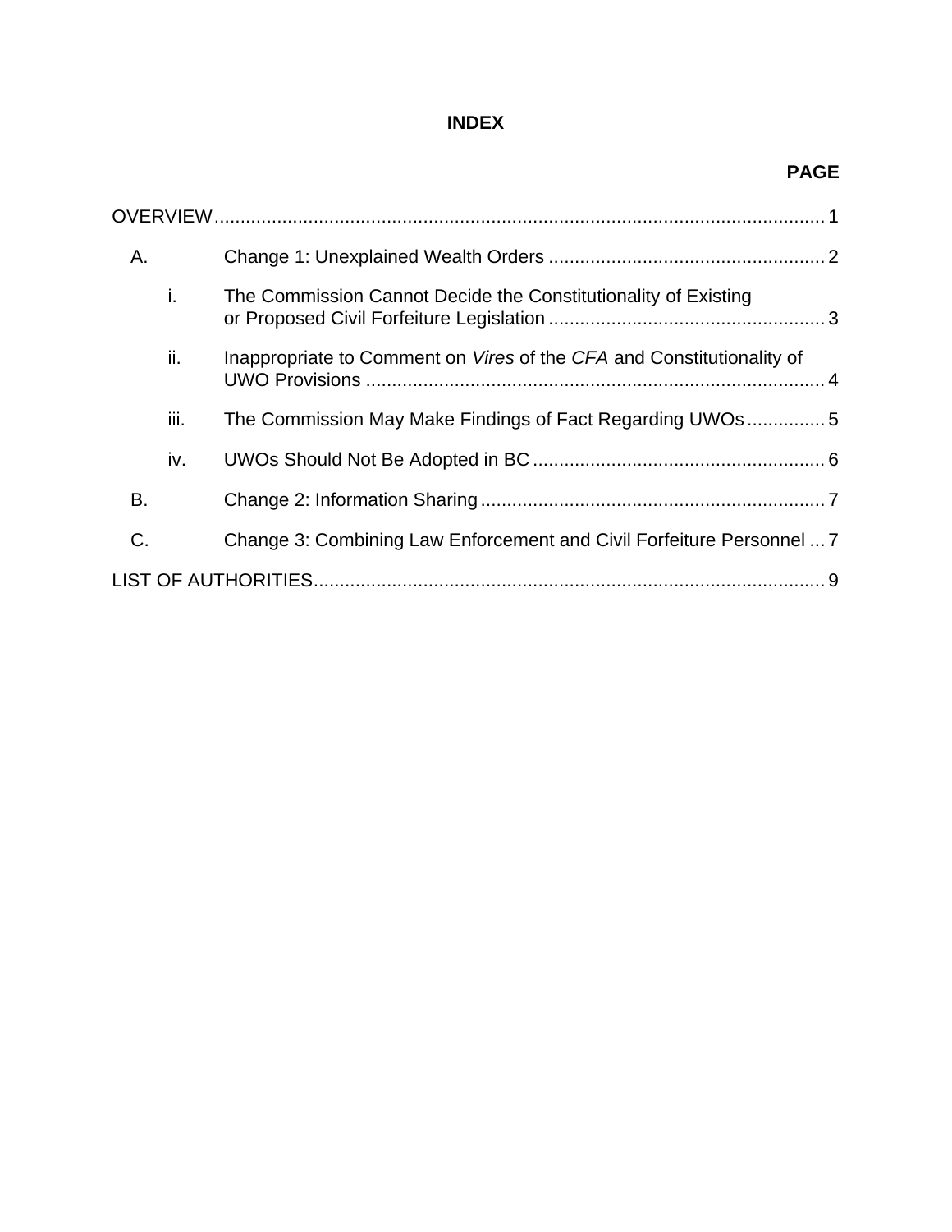# INDEX

| | PAGE |
|---|---|
| OVERVIEW | 1 |
| A. Change 1: Unexplained Wealth Orders | 2 |
| i. The Commission Cannot Decide the Constitutionality of Existing or Proposed Civil Forfeiture Legislation | 3 |
| ii. Inappropriate to Comment on *Vires* of the *CFA* and Constitutionality of UWO Provisions | 4 |
| iii. The Commission May Make Findings of Fact Regarding UWOs | 5 |
| iv. UWOs Should Not Be Adopted in BC | 6 |
| B. Change 2: Information Sharing | 7 |
| C. Change 3: Combining Law Enforcement and Civil Forfeiture Personnel | 7 |
| LIST OF AUTHORITIES | 9 |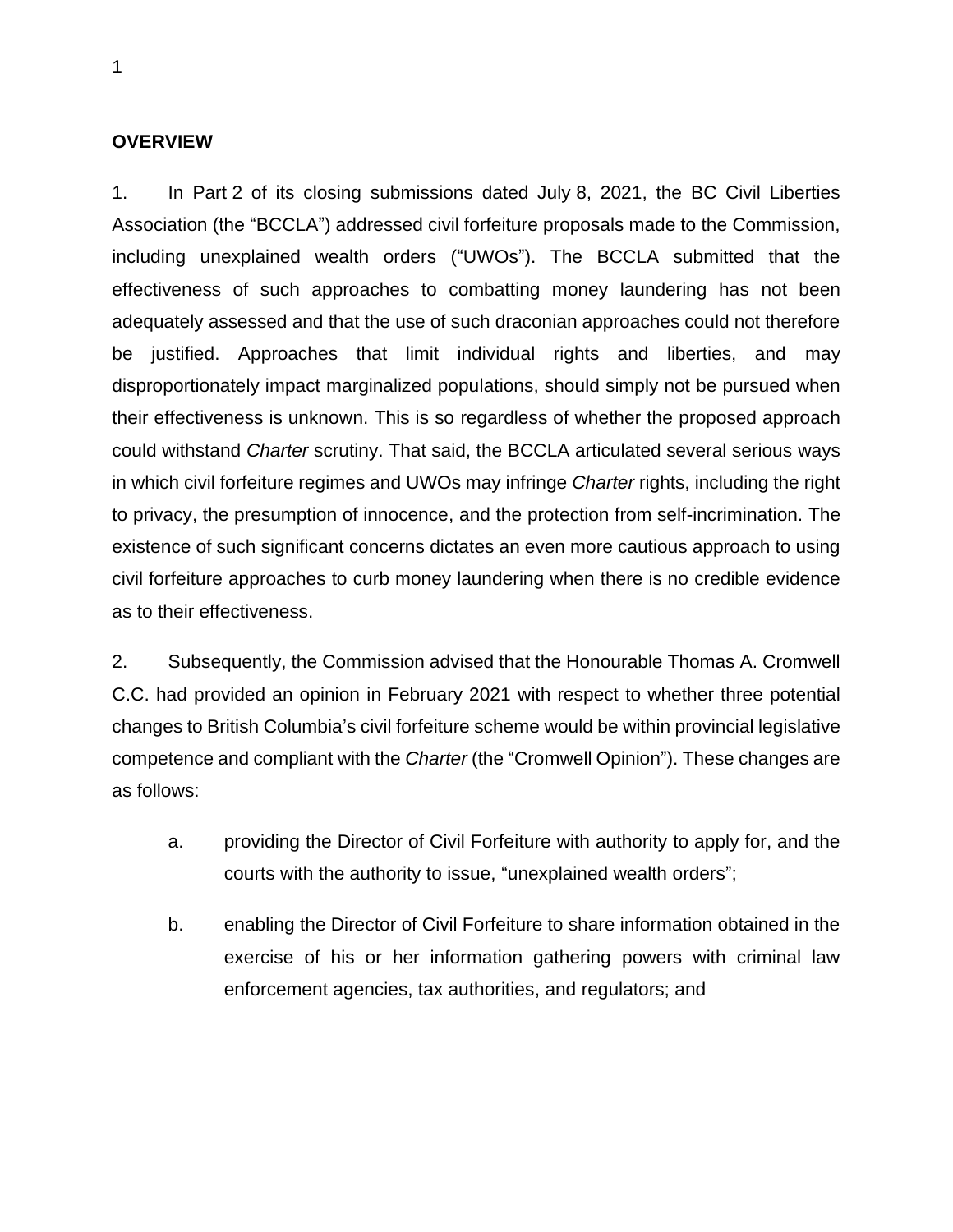## OVERVIEW

1. In Part 2 of its closing submissions dated July 8, 2021, the BC Civil Liberties Association (the "BCCLA") addressed civil forfeiture proposals made to the Commission, including unexplained wealth orders ("UWOs"). The BCCLA submitted that the effectiveness of such approaches to combatting money laundering has not been adequately assessed and that the use of such draconian approaches could not therefore be justified. Approaches that limit individual rights and liberties, and may disproportionately impact marginalized populations, should simply not be pursued when their effectiveness is unknown. This is so regardless of whether the proposed approach could withstand *Charter* scrutiny. That said, the BCCLA articulated several serious ways in which civil forfeiture regimes and UWOs may infringe *Charter* rights, including the right to privacy, the presumption of innocence, and the protection from self-incrimination. The existence of such significant concerns dictates an even more cautious approach to using civil forfeiture approaches to curb money laundering when there is no credible evidence as to their effectiveness.

2. Subsequently, the Commission advised that the Honourable Thomas A. Cromwell C.C. had provided an opinion in February 2021 with respect to whether three potential changes to British Columbia's civil forfeiture scheme would be within provincial legislative competence and compliant with the *Charter* (the "Cromwell Opinion"). These changes are as follows:

   a. providing the Director of Civil Forfeiture with authority to apply for, and the courts with the authority to issue, "unexplained wealth orders";

   b. enabling the Director of Civil Forfeiture to share information obtained in the exercise of his or her information gathering powers with criminal law enforcement agencies, tax authorities, and regulators; and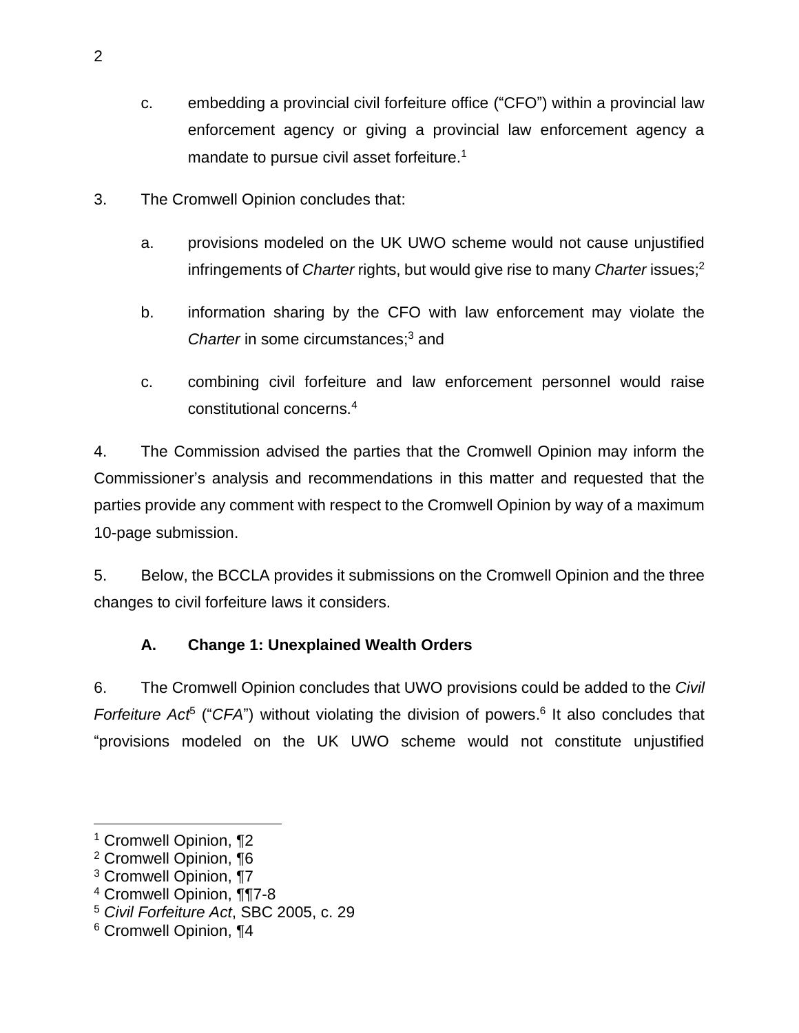c. embedding a provincial civil forfeiture office ("CFO") within a provincial law enforcement agency or giving a provincial law enforcement agency a mandate to pursue civil asset forfeiture.[1]

3. The Cromwell Opinion concludes that:

a. provisions modeled on the UK UWO scheme would not cause unjustified infringements of *Charter* rights, but would give rise to many *Charter* issues;[2]

b. information sharing by the CFO with law enforcement may violate the *Charter* in some circumstances;[3] and

c. combining civil forfeiture and law enforcement personnel would raise constitutional concerns.[4]

4. The Commission advised the parties that the Cromwell Opinion may inform the Commissioner's analysis and recommendations in this matter and requested that the parties provide any comment with respect to the Cromwell Opinion by way of a maximum 10-page submission.

5. Below, the BCCLA provides it submissions on the Cromwell Opinion and the three changes to civil forfeiture laws it considers.

### A. Change 1: Unexplained Wealth Orders

6. The Cromwell Opinion concludes that UWO provisions could be added to the *Civil Forfeiture Act*[5] ("*CFA*") without violating the division of powers.[6] It also concludes that "provisions modeled on the UK UWO scheme would not constitute unjustified

---

[1] Cromwell Opinion, ¶2
[2] Cromwell Opinion, ¶6
[3] Cromwell Opinion, ¶7
[4] Cromwell Opinion, ¶¶7-8
[5] *Civil Forfeiture Act*, SBC 2005, c. 29
[6] Cromwell Opinion, ¶4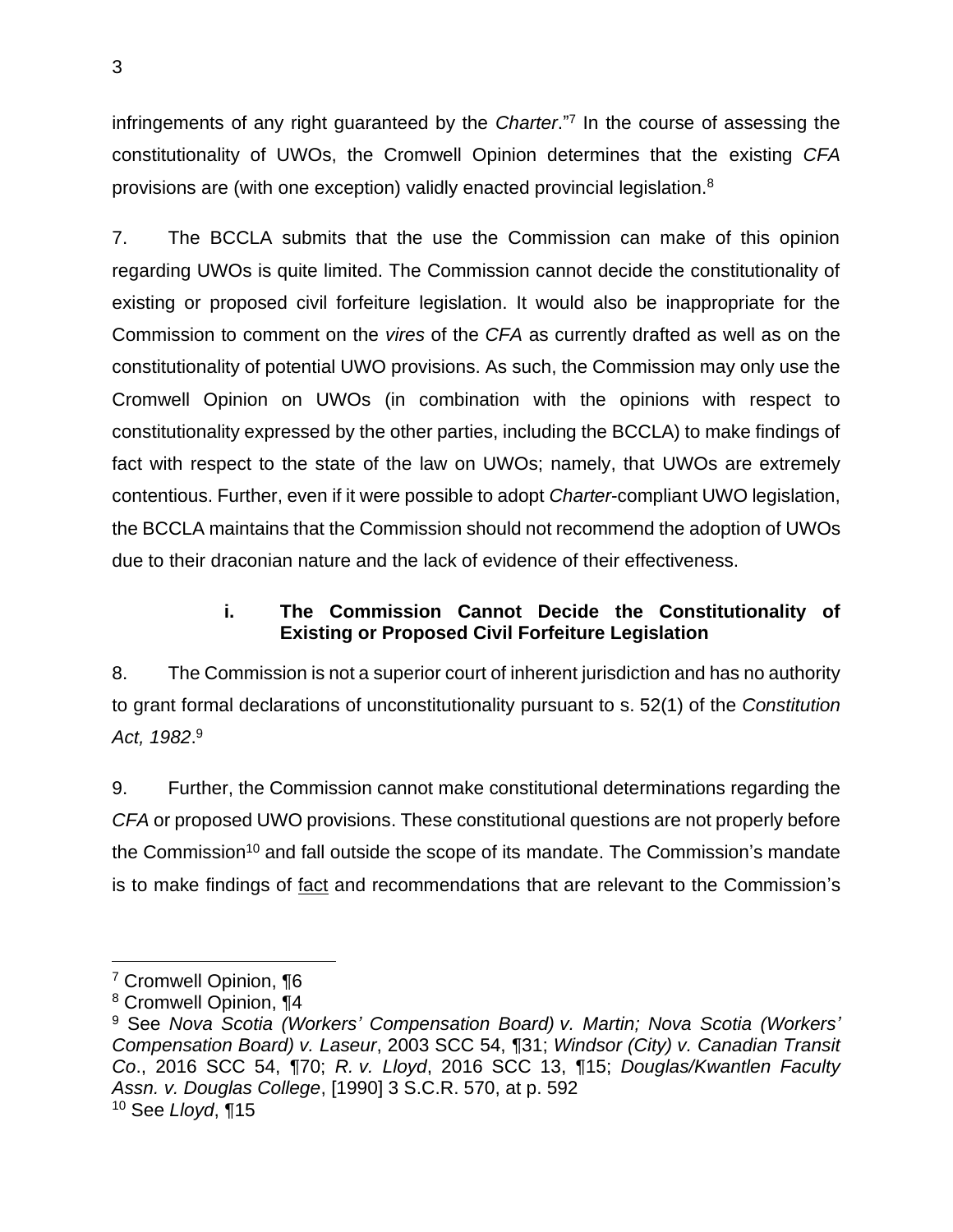infringements of any right guaranteed by the *Charter*."[7] In the course of assessing the constitutionality of UWOs, the Cromwell Opinion determines that the existing *CFA* provisions are (with one exception) validly enacted provincial legislation.[8]

7. The BCCLA submits that the use the Commission can make of this opinion regarding UWOs is quite limited. The Commission cannot decide the constitutionality of existing or proposed civil forfeiture legislation. It would also be inappropriate for the Commission to comment on the *vires* of the *CFA* as currently drafted as well as on the constitutionality of potential UWO provisions. As such, the Commission may only use the Cromwell Opinion on UWOs (in combination with the opinions with respect to constitutionality expressed by the other parties, including the BCCLA) to make findings of fact with respect to the state of the law on UWOs; namely, that UWOs are extremely contentious. Further, even if it were possible to adopt *Charter*-compliant UWO legislation, the BCCLA maintains that the Commission should not recommend the adoption of UWOs due to their draconian nature and the lack of evidence of their effectiveness.

#### i. The Commission Cannot Decide the Constitutionality of Existing or Proposed Civil Forfeiture Legislation

8. The Commission is not a superior court of inherent jurisdiction and has no authority to grant formal declarations of unconstitutionality pursuant to s. 52(1) of the *Constitution Act, 1982*.[9]

9. Further, the Commission cannot make constitutional determinations regarding the *CFA* or proposed UWO provisions. These constitutional questions are not properly before the Commission[10] and fall outside the scope of its mandate. The Commission's mandate is to make findings of <u>fact</u> and recommendations that are relevant to the Commission's

---

[7] Cromwell Opinion, ¶6

[8] Cromwell Opinion, ¶4

[9] See *Nova Scotia (Workers' Compensation Board) v. Martin; Nova Scotia (Workers' Compensation Board) v. Laseur*, 2003 SCC 54, ¶31; *Windsor (City) v. Canadian Transit Co*., 2016 SCC 54, ¶70; *R. v. Lloyd*, 2016 SCC 13, ¶15; *Douglas/Kwantlen Faculty Assn. v. Douglas College*, [1990] 3 S.C.R. 570, at p. 592

[10] See *Lloyd*, ¶15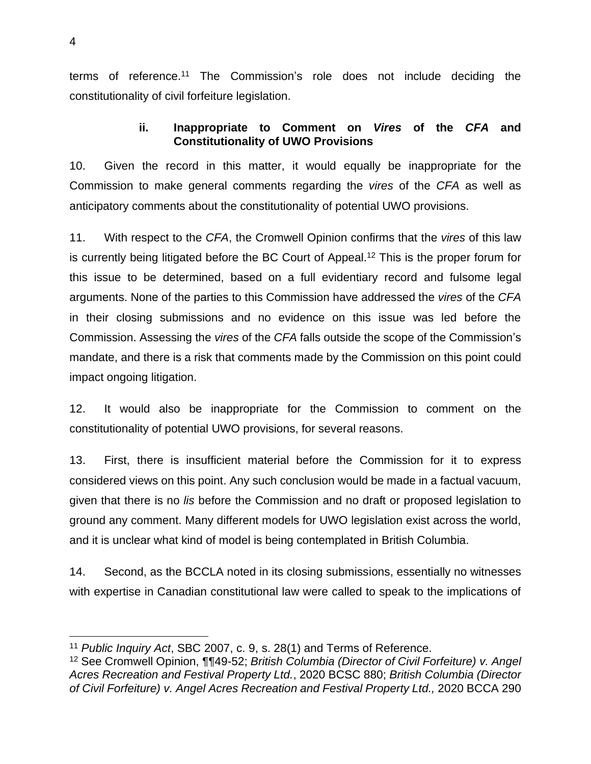terms of reference.[11] The Commission's role does not include deciding the constitutionality of civil forfeiture legislation.

### ii. Inappropriate to Comment on *Vires* of the *CFA* and Constitutionality of UWO Provisions

10. Given the record in this matter, it would equally be inappropriate for the Commission to make general comments regarding the *vires* of the *CFA* as well as anticipatory comments about the constitutionality of potential UWO provisions.

11. With respect to the *CFA*, the Cromwell Opinion confirms that the *vires* of this law is currently being litigated before the BC Court of Appeal.[12] This is the proper forum for this issue to be determined, based on a full evidentiary record and fulsome legal arguments. None of the parties to this Commission have addressed the *vires* of the *CFA* in their closing submissions and no evidence on this issue was led before the Commission. Assessing the *vires* of the *CFA* falls outside the scope of the Commission's mandate, and there is a risk that comments made by the Commission on this point could impact ongoing litigation.

12. It would also be inappropriate for the Commission to comment on the constitutionality of potential UWO provisions, for several reasons.

13. First, there is insufficient material before the Commission for it to express considered views on this point. Any such conclusion would be made in a factual vacuum, given that there is no *lis* before the Commission and no draft or proposed legislation to ground any comment. Many different models for UWO legislation exist across the world, and it is unclear what kind of model is being contemplated in British Columbia.

14. Second, as the BCCLA noted in its closing submissions, essentially no witnesses with expertise in Canadian constitutional law were called to speak to the implications of

---

[11] *Public Inquiry Act*, SBC 2007, c. 9, s. 28(1) and Terms of Reference.

[12] See Cromwell Opinion, ¶¶49-52; *British Columbia (Director of Civil Forfeiture) v. Angel Acres Recreation and Festival Property Ltd.*, 2020 BCSC 880; *British Columbia (Director of Civil Forfeiture) v. Angel Acres Recreation and Festival Property Ltd.,* 2020 BCCA 290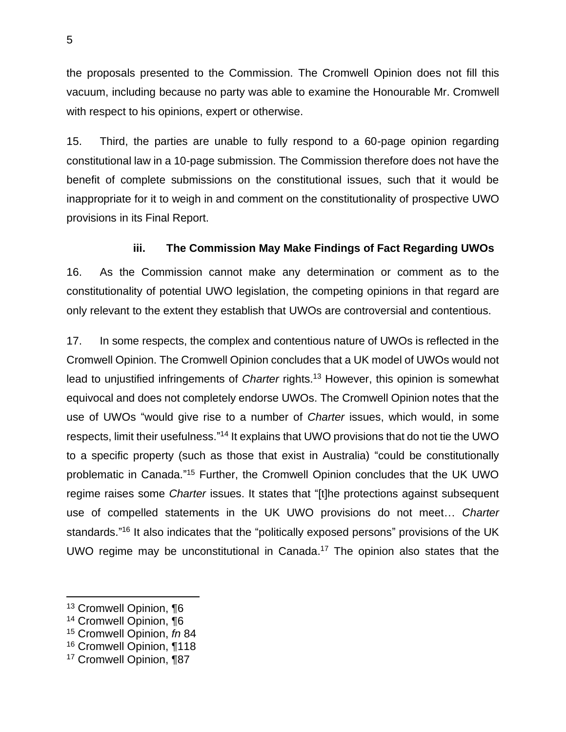the proposals presented to the Commission. The Cromwell Opinion does not fill this vacuum, including because no party was able to examine the Honourable Mr. Cromwell with respect to his opinions, expert or otherwise.

15. Third, the parties are unable to fully respond to a 60-page opinion regarding constitutional law in a 10-page submission. The Commission therefore does not have the benefit of complete submissions on the constitutional issues, such that it would be inappropriate for it to weigh in and comment on the constitutionality of prospective UWO provisions in its Final Report.

### iii. The Commission May Make Findings of Fact Regarding UWOs

16. As the Commission cannot make any determination or comment as to the constitutionality of potential UWO legislation, the competing opinions in that regard are only relevant to the extent they establish that UWOs are controversial and contentious.

17. In some respects, the complex and contentious nature of UWOs is reflected in the Cromwell Opinion. The Cromwell Opinion concludes that a UK model of UWOs would not lead to unjustified infringements of *Charter* rights.[13] However, this opinion is somewhat equivocal and does not completely endorse UWOs. The Cromwell Opinion notes that the use of UWOs "would give rise to a number of *Charter* issues, which would, in some respects, limit their usefulness."[14] It explains that UWO provisions that do not tie the UWO to a specific property (such as those that exist in Australia) "could be constitutionally problematic in Canada."[15] Further, the Cromwell Opinion concludes that the UK UWO regime raises some *Charter* issues. It states that "[t]he protections against subsequent use of compelled statements in the UK UWO provisions do not meet… *Charter* standards."[16] It also indicates that the "politically exposed persons" provisions of the UK UWO regime may be unconstitutional in Canada.[17] The opinion also states that the

---

[13] Cromwell Opinion, ¶6
[14] Cromwell Opinion, ¶6
[15] Cromwell Opinion, *fn* 84
[16] Cromwell Opinion, ¶118
[17] Cromwell Opinion, ¶87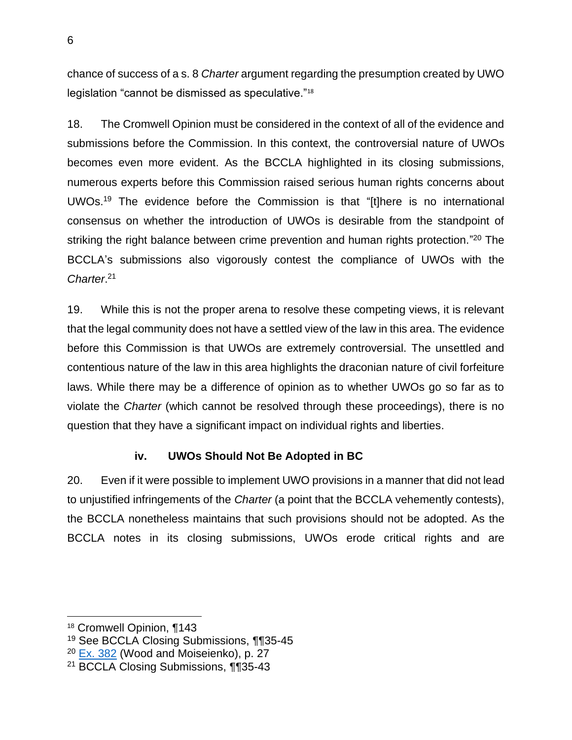chance of success of a s. 8 *Charter* argument regarding the presumption created by UWO legislation "cannot be dismissed as speculative."[18]

18. The Cromwell Opinion must be considered in the context of all of the evidence and submissions before the Commission. In this context, the controversial nature of UWOs becomes even more evident. As the BCCLA highlighted in its closing submissions, numerous experts before this Commission raised serious human rights concerns about UWOs.[19] The evidence before the Commission is that "[t]here is no international consensus on whether the introduction of UWOs is desirable from the standpoint of striking the right balance between crime prevention and human rights protection."[20] The BCCLA's submissions also vigorously contest the compliance of UWOs with the *Charter*.[21]

19. While this is not the proper arena to resolve these competing views, it is relevant that the legal community does not have a settled view of the law in this area. The evidence before this Commission is that UWOs are extremely controversial. The unsettled and contentious nature of the law in this area highlights the draconian nature of civil forfeiture laws. While there may be a difference of opinion as to whether UWOs go so far as to violate the *Charter* (which cannot be resolved through these proceedings), there is no question that they have a significant impact on individual rights and liberties.

#### iv. UWOs Should Not Be Adopted in BC

20. Even if it were possible to implement UWO provisions in a manner that did not lead to unjustified infringements of the *Charter* (a point that the BCCLA vehemently contests), the BCCLA nonetheless maintains that such provisions should not be adopted. As the BCCLA notes in its closing submissions, UWOs erode critical rights and are

---

[18] Cromwell Opinion, ¶143

[19] See BCCLA Closing Submissions, ¶¶35-45

[20] Ex. 382 (Wood and Moiseienko), p. 27

[21] BCCLA Closing Submissions, ¶¶35-43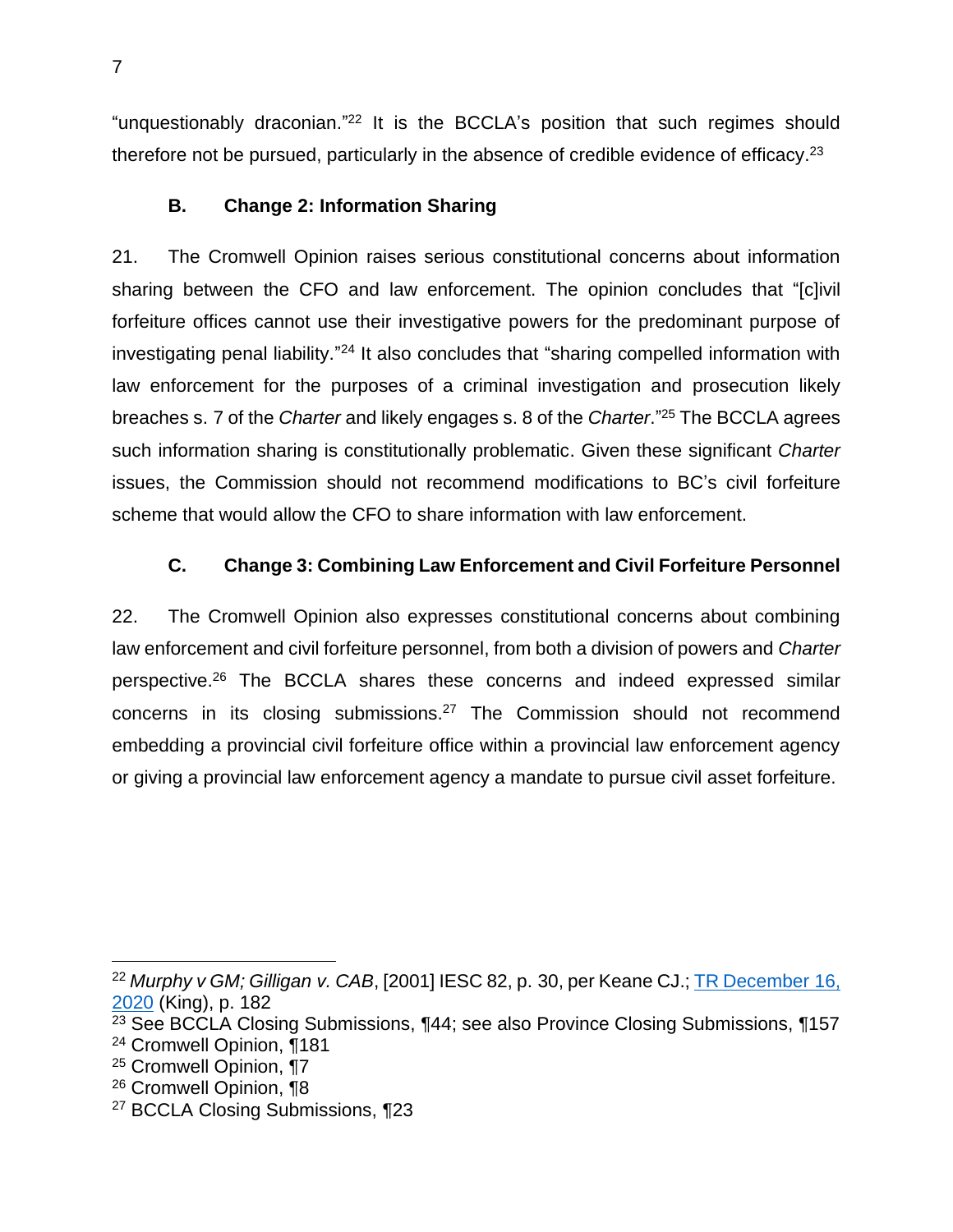"unquestionably draconian."[22] It is the BCCLA's position that such regimes should therefore not be pursued, particularly in the absence of credible evidence of efficacy.[23]

### B. Change 2: Information Sharing

21. The Cromwell Opinion raises serious constitutional concerns about information sharing between the CFO and law enforcement. The opinion concludes that "[c]ivil forfeiture offices cannot use their investigative powers for the predominant purpose of investigating penal liability."[24] It also concludes that "sharing compelled information with law enforcement for the purposes of a criminal investigation and prosecution likely breaches s. 7 of the *Charter* and likely engages s. 8 of the *Charter*."[25] The BCCLA agrees such information sharing is constitutionally problematic. Given these significant *Charter* issues, the Commission should not recommend modifications to BC's civil forfeiture scheme that would allow the CFO to share information with law enforcement.

### C. Change 3: Combining Law Enforcement and Civil Forfeiture Personnel

22. The Cromwell Opinion also expresses constitutional concerns about combining law enforcement and civil forfeiture personnel, from both a division of powers and *Charter* perspective.[26] The BCCLA shares these concerns and indeed expressed similar concerns in its closing submissions.[27] The Commission should not recommend embedding a provincial civil forfeiture office within a provincial law enforcement agency or giving a provincial law enforcement agency a mandate to pursue civil asset forfeiture.

---

[22] *Murphy v GM; Gilligan v. CAB*, [2001] IESC 82, p. 30, per Keane CJ.; TR December 16, 2020 (King), p. 182

[23] See BCCLA Closing Submissions, ¶44; see also Province Closing Submissions, ¶157

[24] Cromwell Opinion, ¶181

[25] Cromwell Opinion, ¶7

[26] Cromwell Opinion, ¶8

[27] BCCLA Closing Submissions, ¶23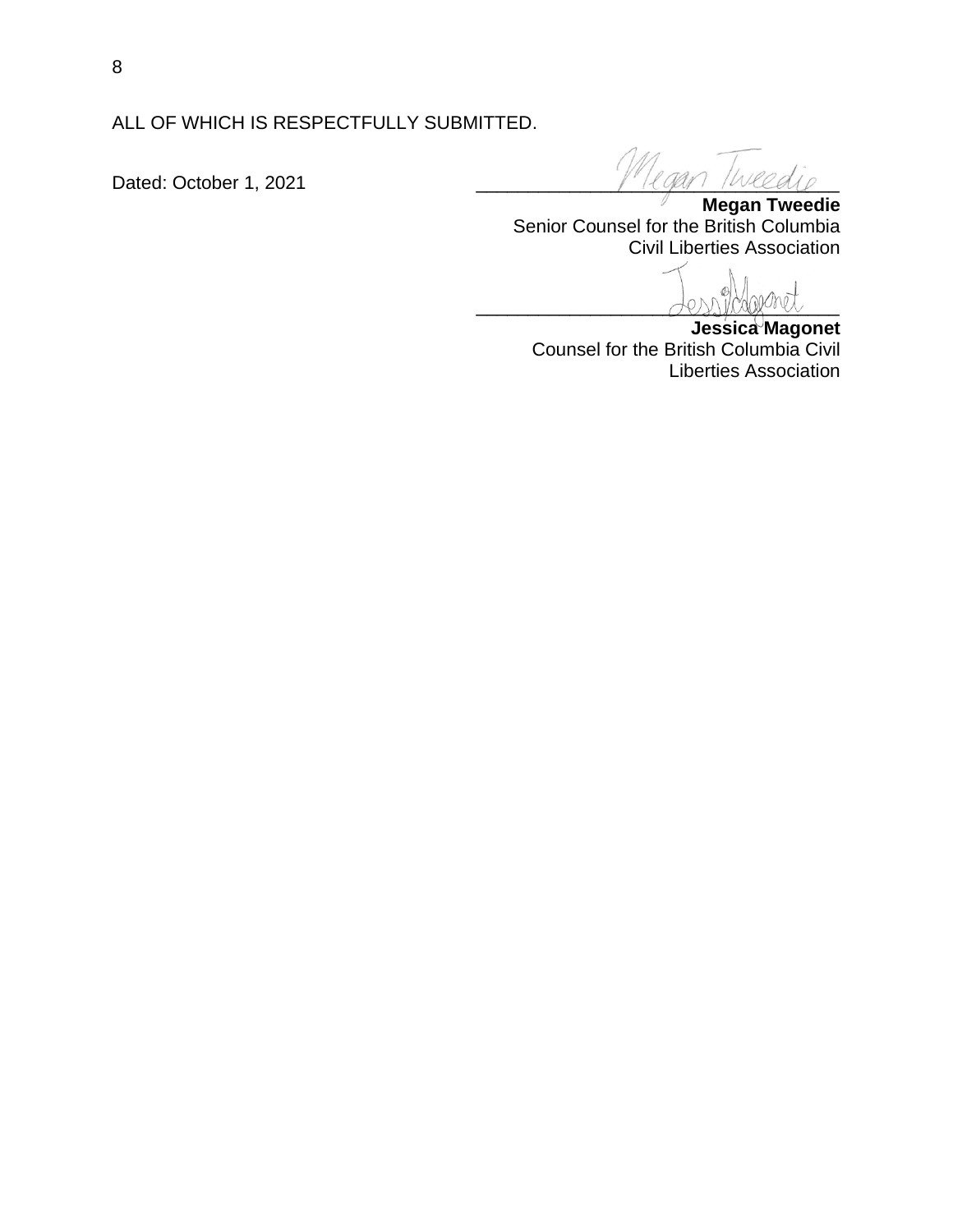ALL OF WHICH IS RESPECTFULLY SUBMITTED.

Dated: October 1, 2021

**Megan Tweedie**
Senior Counsel for the British Columbia Civil Liberties Association

**Jessica Magonet**
Counsel for the British Columbia Civil Liberties Association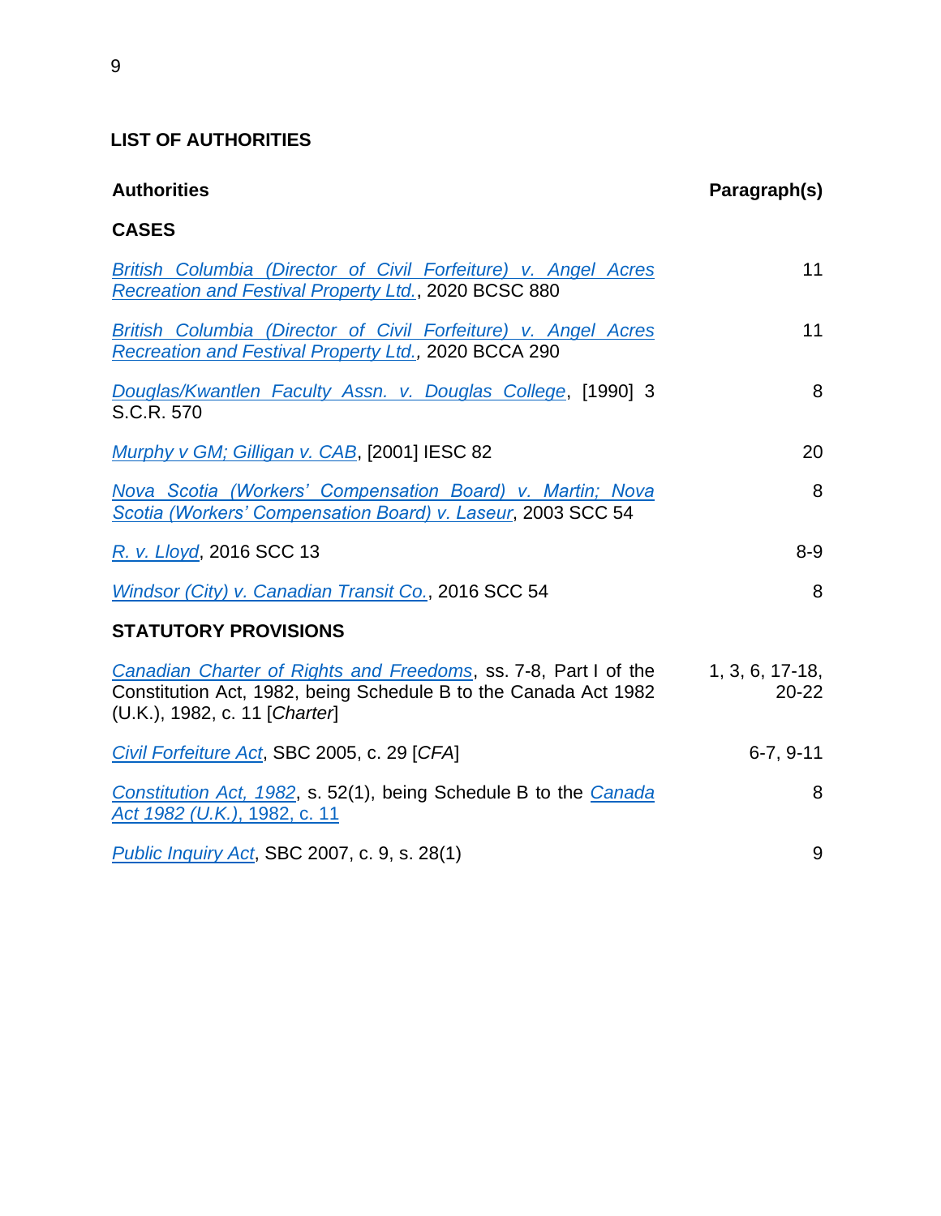## LIST OF AUTHORITIES

| Authorities | Paragraph(s) |
| --- | --- |
| **CASES** | |
| *British Columbia (Director of Civil Forfeiture) v. Angel Acres Recreation and Festival Property Ltd.*, 2020 BCSC 880 | 11 |
| *British Columbia (Director of Civil Forfeiture) v. Angel Acres Recreation and Festival Property Ltd.*, 2020 BCCA 290 | 11 |
| *Douglas/Kwantlen Faculty Assn. v. Douglas College*, [1990] 3 S.C.R. 570 | 8 |
| *Murphy v GM; Gilligan v. CAB*, [2001] IESC 82 | 20 |
| *Nova Scotia (Workers' Compensation Board) v. Martin; Nova Scotia (Workers' Compensation Board) v. Laseur*, 2003 SCC 54 | 8 |
| *R. v. Lloyd*, 2016 SCC 13 | 8-9 |
| *Windsor (City) v. Canadian Transit Co.*, 2016 SCC 54 | 8 |
| **STATUTORY PROVISIONS** | |
| *Canadian Charter of Rights and Freedoms*, ss. 7-8, Part I of the Constitution Act, 1982, being Schedule B to the Canada Act 1982 (U.K.), 1982, c. 11 [*Charter*] | 1, 3, 6, 17-18, 20-22 |
| *Civil Forfeiture Act*, SBC 2005, c. 29 [*CFA*] | 6-7, 9-11 |
| *Constitution Act, 1982*, s. 52(1), being Schedule B to the *Canada Act 1982 (U.K.)*, 1982, c. 11 | 8 |
| *Public Inquiry Act*, SBC 2007, c. 9, s. 28(1) | 9 |